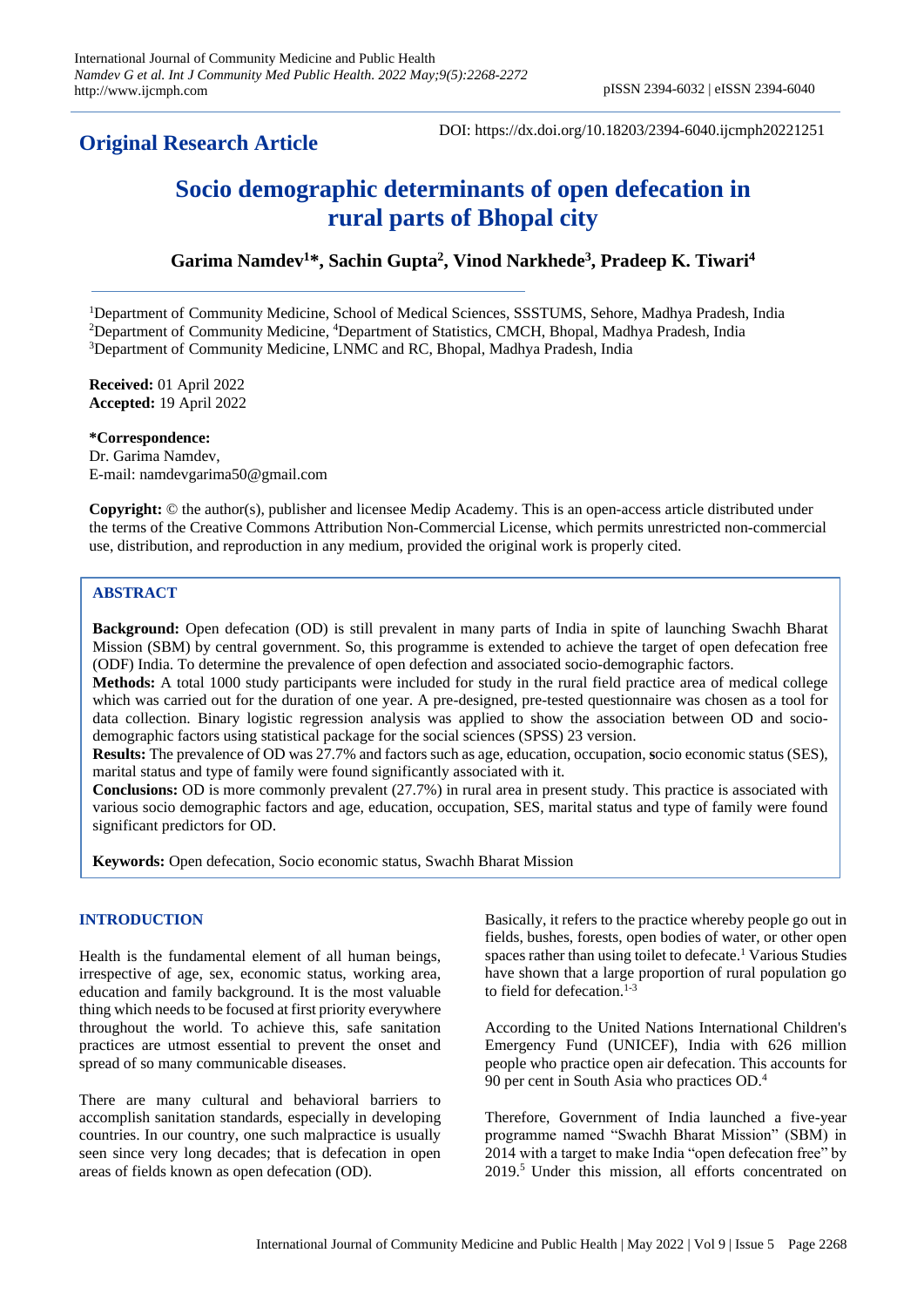**Original Research Article**

DOI: https://dx.doi.org/10.18203/2394-6040.ijcmph20221251

# Socio demographic determinants of open defecation in rural parts of Bhopal city

**Garima Namdev[1]*, Sachin Gupta[2], Vinod Narkhede[3], Pradeep K. Tiwari[4]**

[1]Department of Community Medicine, School of Medical Sciences, SSSTUMS, Sehore, Madhya Pradesh, India
[2]Department of Community Medicine, [4]Department of Statistics, CMCH, Bhopal, Madhya Pradesh, India
[3]Department of Community Medicine, LNMC and RC, Bhopal, Madhya Pradesh, India

**Received:** 01 April 2022
**Accepted:** 19 April 2022

***Correspondence:**
Dr. Garima Namdev,
E-mail: namdevgarima50@gmail.com

**Copyright:** © the author(s), publisher and licensee Medip Academy. This is an open-access article distributed under the terms of the Creative Commons Attribution Non-Commercial License, which permits unrestricted non-commercial use, distribution, and reproduction in any medium, provided the original work is properly cited.

## ABSTRACT

**Background:** Open defecation (OD) is still prevalent in many parts of India in spite of launching Swachh Bharat Mission (SBM) by central government. So, this programme is extended to achieve the target of open defecation free (ODF) India. To determine the prevalence of open defection and associated socio-demographic factors.

**Methods:** A total 1000 study participants were included for study in the rural field practice area of medical college which was carried out for the duration of one year. A pre-designed, pre-tested questionnaire was chosen as a tool for data collection. Binary logistic regression analysis was applied to show the association between OD and socio-demographic factors using statistical package for the social sciences (SPSS) 23 version.

**Results:** The prevalence of OD was 27.7% and factors such as age, education, occupation, **s**ocio economic status (SES), marital status and type of family were found significantly associated with it.

**Conclusions:** OD is more commonly prevalent (27.7%) in rural area in present study. This practice is associated with various socio demographic factors and age, education, occupation, SES, marital status and type of family were found significant predictors for OD.

**Keywords:** Open defecation, Socio economic status, Swachh Bharat Mission

## INTRODUCTION

Health is the fundamental element of all human beings, irrespective of age, sex, economic status, working area, education and family background. It is the most valuable thing which needs to be focused at first priority everywhere throughout the world. To achieve this, safe sanitation practices are utmost essential to prevent the onset and spread of so many communicable diseases.

There are many cultural and behavioral barriers to accomplish sanitation standards, especially in developing countries. In our country, one such malpractice is usually seen since very long decades; that is defecation in open areas of fields known as open defecation (OD).

Basically, it refers to the practice whereby people go out in fields, bushes, forests, open bodies of water, or other open spaces rather than using toilet to defecate.[1] Various Studies have shown that a large proportion of rural population go to field for defecation.[1-3]

According to the United Nations International Children's Emergency Fund (UNICEF), India with 626 million people who practice open air defecation. This accounts for 90 per cent in South Asia who practices OD.[4]

Therefore, Government of India launched a five-year programme named "Swachh Bharat Mission" (SBM) in 2014 with a target to make India "open defecation free" by 2019.[5] Under this mission, all efforts concentrated on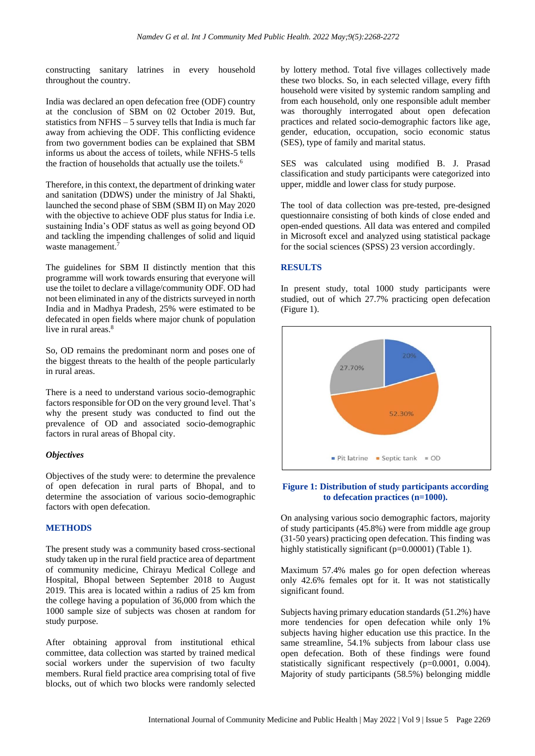constructing sanitary latrines in every household throughout the country.

India was declared an open defecation free (ODF) country at the conclusion of SBM on 02 October 2019. But, statistics from NFHS – 5 survey tells that India is much far away from achieving the ODF. This conflicting evidence from two government bodies can be explained that SBM informs us about the access of toilets, while NFHS-5 tells the fraction of households that actually use the toilets.[6]

Therefore, in this context, the department of drinking water and sanitation (DDWS) under the ministry of Jal Shakti, launched the second phase of SBM (SBM II) on May 2020 with the objective to achieve ODF plus status for India i.e. sustaining India's ODF status as well as going beyond OD and tackling the impending challenges of solid and liquid waste management.[7]

The guidelines for SBM II distinctly mention that this programme will work towards ensuring that everyone will use the toilet to declare a village/community ODF. OD had not been eliminated in any of the districts surveyed in north India and in Madhya Pradesh, 25% were estimated to be defecated in open fields where major chunk of population live in rural areas.[8]

So, OD remains the predominant norm and poses one of the biggest threats to the health of the people particularly in rural areas.

There is a need to understand various socio-demographic factors responsible for OD on the very ground level. That's why the present study was conducted to find out the prevalence of OD and associated socio-demographic factors in rural areas of Bhopal city.

### *Objectives*

Objectives of the study were: to determine the prevalence of open defecation in rural parts of Bhopal, and to determine the association of various socio-demographic factors with open defecation.

## METHODS

The present study was a community based cross-sectional study taken up in the rural field practice area of department of community medicine, Chirayu Medical College and Hospital, Bhopal between September 2018 to August 2019. This area is located within a radius of 25 km from the college having a population of 36,000 from which the 1000 sample size of subjects was chosen at random for study purpose.

After obtaining approval from institutional ethical committee, data collection was started by trained medical social workers under the supervision of two faculty members. Rural field practice area comprising total of five blocks, out of which two blocks were randomly selected by lottery method. Total five villages collectively made these two blocks. So, in each selected village, every fifth household were visited by systemic random sampling and from each household, only one responsible adult member was thoroughly interrogated about open defecation practices and related socio-demographic factors like age, gender, education, occupation, socio economic status (SES), type of family and marital status.

SES was calculated using modified B. J. Prasad classification and study participants were categorized into upper, middle and lower class for study purpose.

The tool of data collection was pre-tested, pre-designed questionnaire consisting of both kinds of close ended and open-ended questions. All data was entered and compiled in Microsoft excel and analyzed using statistical package for the social sciences (SPSS) 23 version accordingly.

## RESULTS

In present study, total 1000 study participants were studied, out of which 27.7% practicing open defecation (Figure 1).

| Defecation practice | Percentage |
|---|---|
| Pit latrine | 20% |
| Septic tank | 52.30% |
| OD | 27.70% |

**Figure 1: Distribution of study participants according to defecation practices (n=1000).**

On analysing various socio demographic factors, majority of study participants (45.8%) were from middle age group (31-50 years) practicing open defecation. This finding was highly statistically significant (p=0.00001) (Table 1).

Maximum 57.4% males go for open defection whereas only 42.6% females opt for it. It was not statistically significant found.

Subjects having primary education standards (51.2%) have more tendencies for open defecation while only 1% subjects having higher education use this practice. In the same streamline, 54.1% subjects from labour class use open defecation. Both of these findings were found statistically significant respectively (p=0.0001, 0.004). Majority of study participants (58.5%) belonging middle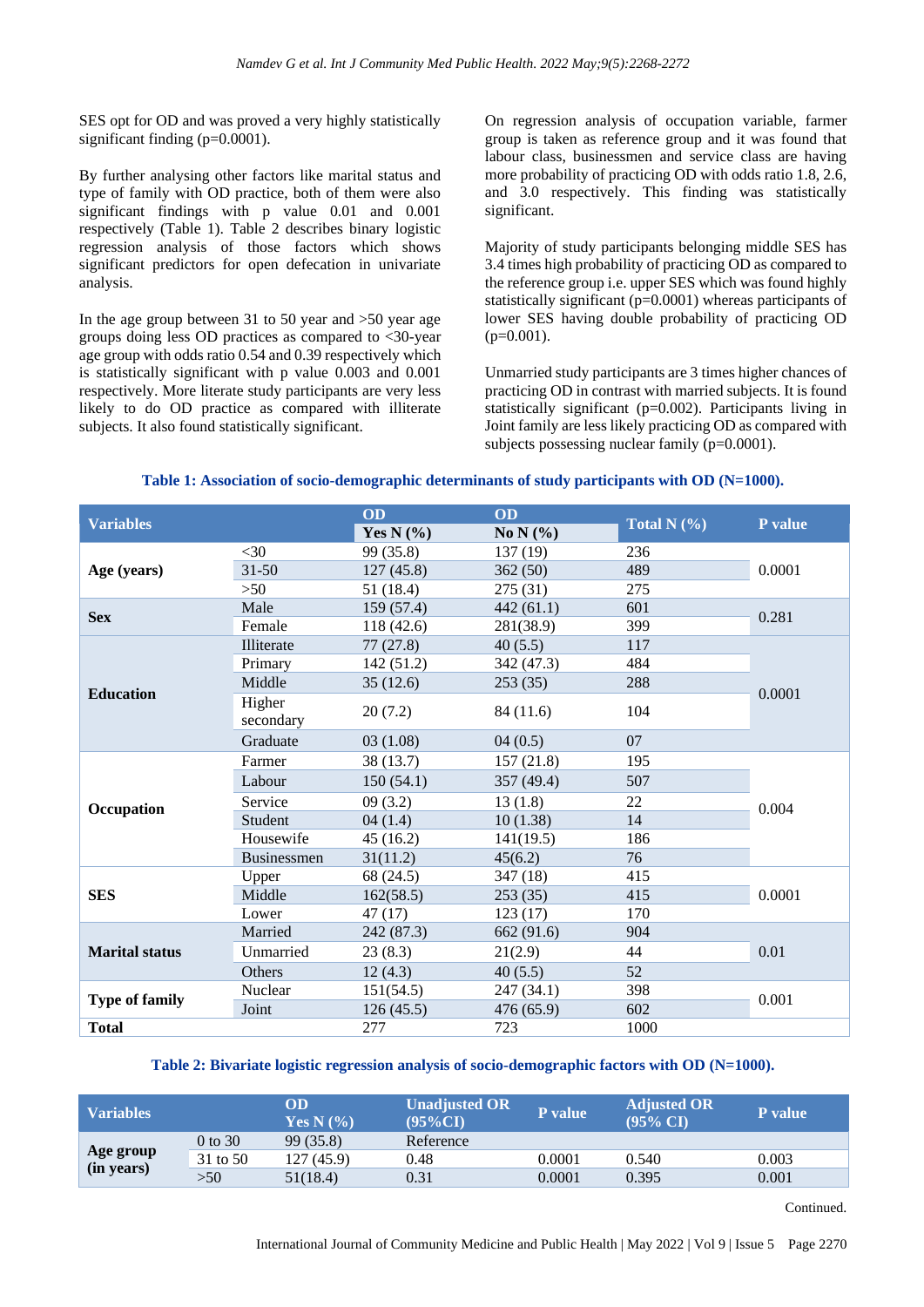SES opt for OD and was proved a very highly statistically significant finding (p=0.0001).

By further analysing other factors like marital status and type of family with OD practice, both of them were also significant findings with p value 0.01 and 0.001 respectively (Table 1). Table 2 describes binary logistic regression analysis of those factors which shows significant predictors for open defecation in univariate analysis.

In the age group between 31 to 50 year and >50 year age groups doing less OD practices as compared to <30-year age group with odds ratio 0.54 and 0.39 respectively which is statistically significant with p value 0.003 and 0.001 respectively. More literate study participants are very less likely to do OD practice as compared with illiterate subjects. It also found statistically significant.

On regression analysis of occupation variable, farmer group is taken as reference group and it was found that labour class, businessmen and service class are having more probability of practicing OD with odds ratio 1.8, 2.6, and 3.0 respectively. This finding was statistically significant.

Majority of study participants belonging middle SES has 3.4 times high probability of practicing OD as compared to the reference group i.e. upper SES which was found highly statistically significant (p=0.0001) whereas participants of lower SES having double probability of practicing OD (p=0.001).

Unmarried study participants are 3 times higher chances of practicing OD in contrast with married subjects. It is found statistically significant (p=0.002). Participants living in Joint family are less likely practicing OD as compared with subjects possessing nuclear family (p=0.0001).

**Table 1: Association of socio-demographic determinants of study participants with OD (N=1000).**

| Variables | | OD Yes N (%) | OD No N (%) | Total N (%) | P value |
|---|---|---|---|---|---|
| **Age (years)** | <30 | 99 (35.8) | 137 (19) | 236 | 0.0001 |
| | 31-50 | 127 (45.8) | 362 (50) | 489 | |
| | >50 | 51 (18.4) | 275 (31) | 275 | |
| **Sex** | Male | 159 (57.4) | 442 (61.1) | 601 | 0.281 |
| | Female | 118 (42.6) | 281(38.9) | 399 | |
| **Education** | Illiterate | 77 (27.8) | 40 (5.5) | 117 | 0.0001 |
| | Primary | 142 (51.2) | 342 (47.3) | 484 | |
| | Middle | 35 (12.6) | 253 (35) | 288 | |
| | Higher secondary | 20 (7.2) | 84 (11.6) | 104 | |
| | Graduate | 03 (1.08) | 04 (0.5) | 07 | |
| **Occupation** | Farmer | 38 (13.7) | 157 (21.8) | 195 | 0.004 |
| | Labour | 150 (54.1) | 357 (49.4) | 507 | |
| | Service | 09 (3.2) | 13 (1.8) | 22 | |
| | Student | 04 (1.4) | 10 (1.38) | 14 | |
| | Housewife | 45 (16.2) | 141(19.5) | 186 | |
| | Businessmen | 31(11.2) | 45(6.2) | 76 | |
| **SES** | Upper | 68 (24.5) | 347 (18) | 415 | 0.0001 |
| | Middle | 162(58.5) | 253 (35) | 415 | |
| | Lower | 47 (17) | 123 (17) | 170 | |
| **Marital status** | Married | 242 (87.3) | 662 (91.6) | 904 | 0.01 |
| | Unmarried | 23 (8.3) | 21(2.9) | 44 | |
| | Others | 12 (4.3) | 40 (5.5) | 52 | |
| **Type of family** | Nuclear | 151(54.5) | 247 (34.1) | 398 | 0.001 |
| | Joint | 126 (45.5) | 476 (65.9) | 602 | |
| **Total** | | 277 | 723 | 1000 | |

**Table 2: Bivariate logistic regression analysis of socio-demographic factors with OD (N=1000).**

| Variables | | OD Yes N (%) | Unadjusted OR (95%CI) | P value | Adjusted OR (95% CI) | P value |
|---|---|---|---|---|---|---|
| **Age group (in years)** | 0 to 30 | 99 (35.8) | Reference | | | |
| | 31 to 50 | 127 (45.9) | 0.48 | 0.0001 | 0.540 | 0.003 |
| | >50 | 51(18.4) | 0.31 | 0.0001 | 0.395 | 0.001 |

Continued.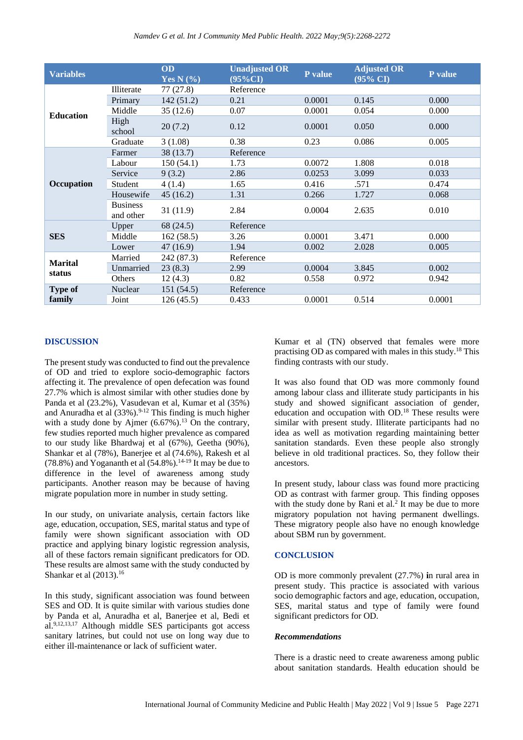| Variables | | OD Yes N (%) | Unadjusted OR (95%CI) | P value | Adjusted OR (95% CI) | P value |
|---|---|---|---|---|---|---|
| **Education** | Illiterate | 77 (27.8) | Reference | | | |
| | Primary | 142 (51.2) | 0.21 | 0.0001 | 0.145 | 0.000 |
| | Middle | 35 (12.6) | 0.07 | 0.0001 | 0.054 | 0.000 |
| | High school | 20 (7.2) | 0.12 | 0.0001 | 0.050 | 0.000 |
| | Graduate | 3 (1.08) | 0.38 | 0.23 | 0.086 | 0.005 |
| **Occupation** | Farmer | 38 (13.7) | Reference | | | |
| | Labour | 150 (54.1) | 1.73 | 0.0072 | 1.808 | 0.018 |
| | Service | 9 (3.2) | 2.86 | 0.0253 | 3.099 | 0.033 |
| | Student | 4 (1.4) | 1.65 | 0.416 | .571 | 0.474 |
| | Housewife | 45 (16.2) | 1.31 | 0.266 | 1.727 | 0.068 |
| | Business and other | 31 (11.9) | 2.84 | 0.0004 | 2.635 | 0.010 |
| **SES** | Upper | 68 (24.5) | Reference | | | |
| | Middle | 162 (58.5) | 3.26 | 0.0001 | 3.471 | 0.000 |
| | Lower | 47 (16.9) | 1.94 | 0.002 | 2.028 | 0.005 |
| **Marital status** | Married | 242 (87.3) | Reference | | | |
| | Unmarried | 23 (8.3) | 2.99 | 0.0004 | 3.845 | 0.002 |
| | Others | 12 (4.3) | 0.82 | 0.558 | 0.972 | 0.942 |
| **Type of family** | Nuclear | 151 (54.5) | Reference | | | |
| | Joint | 126 (45.5) | 0.433 | 0.0001 | 0.514 | 0.0001 |

## DISCUSSION

The present study was conducted to find out the prevalence of OD and tried to explore socio-demographic factors affecting it. The prevalence of open defecation was found 27.7% which is almost similar with other studies done by Panda et al (23.2%), Vasudevan et al, Kumar et al (35%) and Anuradha et al (33%).[9-12] This finding is much higher with a study done by Ajmer (6.67%).[13] On the contrary, few studies reported much higher prevalence as compared to our study like Bhardwaj et al (67%), Geetha (90%), Shankar et al (78%), Banerjee et al (74.6%), Rakesh et al (78.8%) and Yogananth et al (54.8%).[14-19] It may be due to difference in the level of awareness among study participants. Another reason may be because of having migrate population more in number in study setting.

In our study, on univariate analysis, certain factors like age, education, occupation, SES, marital status and type of family were shown significant association with OD practice and applying binary logistic regression analysis, all of these factors remain significant predicators for OD. These results are almost same with the study conducted by Shankar et al (2013).[16]

In this study, significant association was found between SES and OD. It is quite similar with various studies done by Panda et al, Anuradha et al, Banerjee et al, Bedi et al.[9,12,13,17] Although middle SES participants got access sanitary latrines, but could not use on long way due to either ill-maintenance or lack of sufficient water.

Kumar et al (TN) observed that females were more practising OD as compared with males in this study.[18] This finding contrasts with our study.

It was also found that OD was more commonly found among labour class and illiterate study participants in his study and showed significant association of gender, education and occupation with OD.[18] These results were similar with present study. Illiterate participants had no idea as well as motivation regarding maintaining better sanitation standards. Even these people also strongly believe in old traditional practices. So, they follow their ancestors.

In present study, labour class was found more practicing OD as contrast with farmer group. This finding opposes with the study done by Rani et al.[2] It may be due to more migratory population not having permanent dwellings. These migratory people also have no enough knowledge about SBM run by government.

## CONCLUSION

OD is more commonly prevalent (27.7%) in rural area in present study. This practice is associated with various socio demographic factors and age, education, occupation, SES, marital status and type of family were found significant predictors for OD.

### *Recommendations*

There is a drastic need to create awareness among public about sanitation standards. Health education should be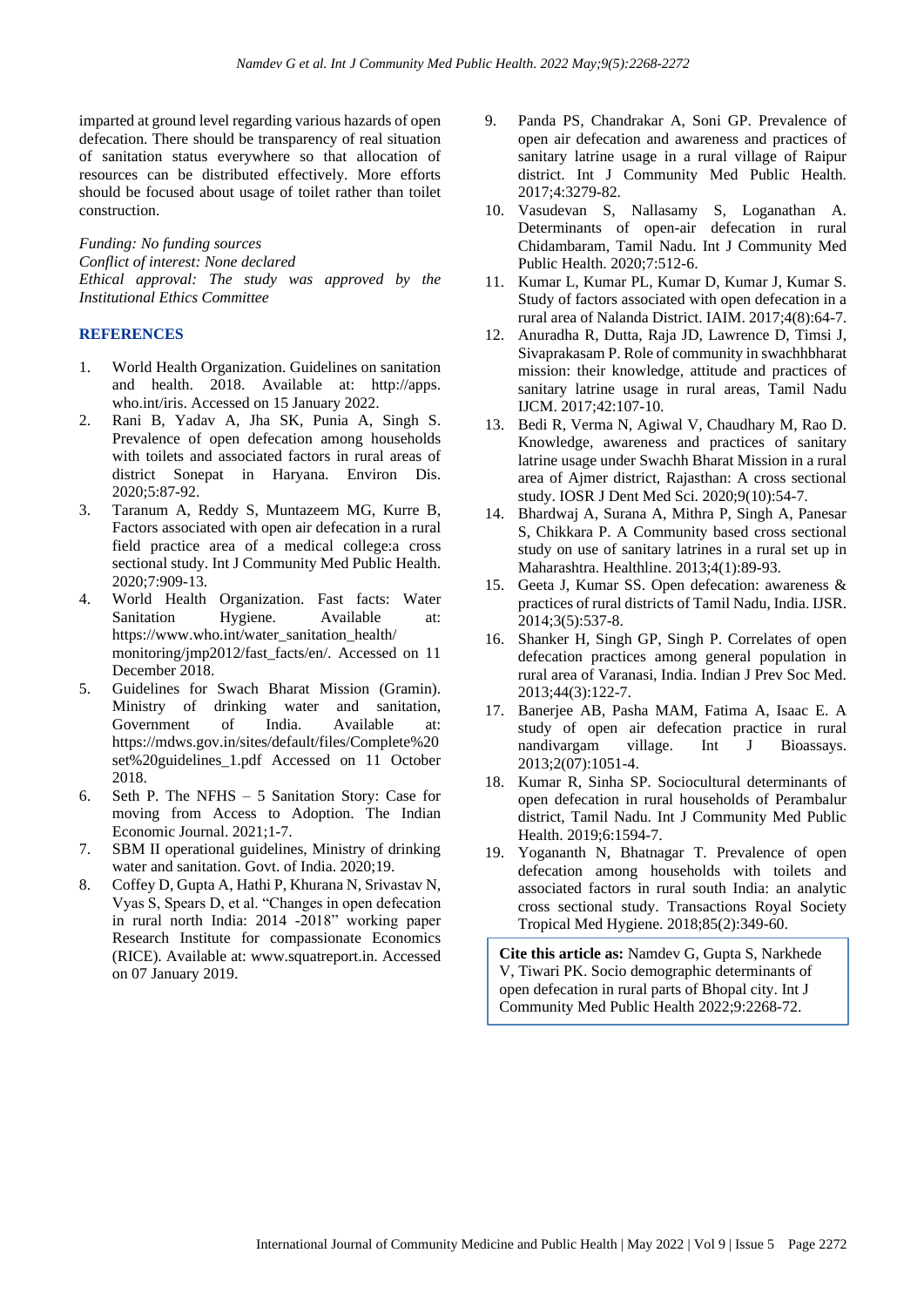imparted at ground level regarding various hazards of open defecation. There should be transparency of real situation of sanitation status everywhere so that allocation of resources can be distributed effectively. More efforts should be focused about usage of toilet rather than toilet construction.

*Funding: No funding sources*
*Conflict of interest: None declared*
*Ethical approval: The study was approved by the Institutional Ethics Committee*

## REFERENCES

1. World Health Organization. Guidelines on sanitation and health. 2018. Available at: http://apps.who.int/iris. Accessed on 15 January 2022.
2. Rani B, Yadav A, Jha SK, Punia A, Singh S. Prevalence of open defecation among households with toilets and associated factors in rural areas of district Sonepat in Haryana. Environ Dis. 2020;5:87-92.
3. Taranum A, Reddy S, Muntazeem MG, Kurre B, Factors associated with open air defecation in a rural field practice area of a medical college:a cross sectional study. Int J Community Med Public Health. 2020;7:909-13.
4. World Health Organization. Fast facts: Water Sanitation Hygiene. Available at: https://www.who.int/water_sanitation_health/monitoring/jmp2012/fast_facts/en/. Accessed on 11 December 2018.
5. Guidelines for Swach Bharat Mission (Gramin). Ministry of drinking water and sanitation, Government of India. Available at: https://mdws.gov.in/sites/default/files/Complete%20set%20guidelines_1.pdf Accessed on 11 October 2018.
6. Seth P. The NFHS – 5 Sanitation Story: Case for moving from Access to Adoption. The Indian Economic Journal. 2021;1-7.
7. SBM II operational guidelines, Ministry of drinking water and sanitation. Govt. of India. 2020;19.
8. Coffey D, Gupta A, Hathi P, Khurana N, Srivastav N, Vyas S, Spears D, et al. "Changes in open defecation in rural north India: 2014 -2018" working paper Research Institute for compassionate Economics (RICE). Available at: www.squatreport.in. Accessed on 07 January 2019.
9. Panda PS, Chandrakar A, Soni GP. Prevalence of open air defecation and awareness and practices of sanitary latrine usage in a rural village of Raipur district. Int J Community Med Public Health. 2017;4:3279-82.
10. Vasudevan S, Nallasamy S, Loganathan A. Determinants of open-air defecation in rural Chidambaram, Tamil Nadu. Int J Community Med Public Health. 2020;7:512-6.
11. Kumar L, Kumar PL, Kumar D, Kumar J, Kumar S. Study of factors associated with open defecation in a rural area of Nalanda District. IAIM. 2017;4(8):64-7.
12. Anuradha R, Dutta, Raja JD, Lawrence D, Timsi J, Sivaprakasam P. Role of community in swachhbharat mission: their knowledge, attitude and practices of sanitary latrine usage in rural areas, Tamil Nadu IJCM. 2017;42:107-10.
13. Bedi R, Verma N, Agiwal V, Chaudhary M, Rao D. Knowledge, awareness and practices of sanitary latrine usage under Swachh Bharat Mission in a rural area of Ajmer district, Rajasthan: A cross sectional study. IOSR J Dent Med Sci. 2020;9(10):54-7.
14. Bhardwaj A, Surana A, Mithra P, Singh A, Panesar S, Chikkara P. A Community based cross sectional study on use of sanitary latrines in a rural set up in Maharashtra. Healthline. 2013;4(1):89-93.
15. Geeta J, Kumar SS. Open defecation: awareness & practices of rural districts of Tamil Nadu, India. IJSR. 2014;3(5):537-8.
16. Shanker H, Singh GP, Singh P. Correlates of open defecation practices among general population in rural area of Varanasi, India. Indian J Prev Soc Med. 2013;44(3):122-7.
17. Banerjee AB, Pasha MAM, Fatima A, Isaac E. A study of open air defecation practice in rural nandivargam village. Int J Bioassays. 2013;2(07):1051-4.
18. Kumar R, Sinha SP. Sociocultural determinants of open defecation in rural households of Perambalur district, Tamil Nadu. Int J Community Med Public Health. 2019;6:1594-7.
19. Yogananth N, Bhatnagar T. Prevalence of open defecation among households with toilets and associated factors in rural south India: an analytic cross sectional study. Transactions Royal Society Tropical Med Hygiene. 2018;85(2):349-60.

**Cite this article as:** Namdev G, Gupta S, Narkhede V, Tiwari PK. Socio demographic determinants of open defecation in rural parts of Bhopal city. Int J Community Med Public Health 2022;9:2268-72.